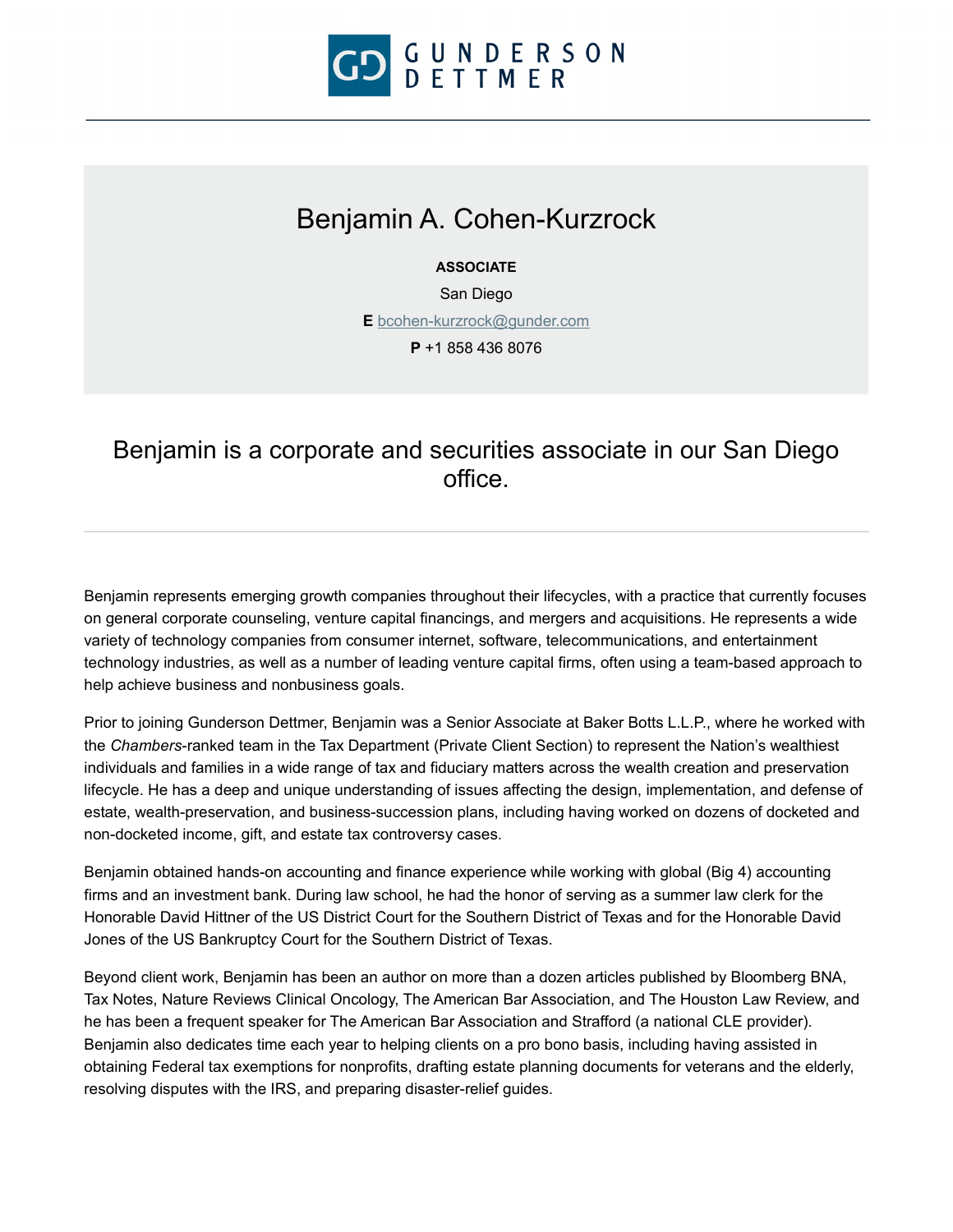# Benjamin A. Cohen-Kurzrock

**ASSOCIATE**

San Diego

**E** bcohen-kurzrock@gunder.com

**P** +1 858 436 8076

## Benjamin is a corporate and securities associate in our San Diego office.

---

Benjamin represents emerging growth companies throughout their lifecycles, with a practice that currently focuses on general corporate counseling, venture capital financings, and mergers and acquisitions. He represents a wide variety of technology companies from consumer internet, software, telecommunications, and entertainment technology industries, as well as a number of leading venture capital firms, often using a team-based approach to help achieve business and nonbusiness goals.

Prior to joining Gunderson Dettmer, Benjamin was a Senior Associate at Baker Botts L.L.P., where he worked with the *Chambers*-ranked team in the Tax Department (Private Client Section) to represent the Nation's wealthiest individuals and families in a wide range of tax and fiduciary matters across the wealth creation and preservation lifecycle. He has a deep and unique understanding of issues affecting the design, implementation, and defense of estate, wealth-preservation, and business-succession plans, including having worked on dozens of docketed and non-docketed income, gift, and estate tax controversy cases.

Benjamin obtained hands-on accounting and finance experience while working with global (Big 4) accounting firms and an investment bank. During law school, he had the honor of serving as a summer law clerk for the Honorable David Hittner of the US District Court for the Southern District of Texas and for the Honorable David Jones of the US Bankruptcy Court for the Southern District of Texas.

Beyond client work, Benjamin has been an author on more than a dozen articles published by Bloomberg BNA, Tax Notes, Nature Reviews Clinical Oncology, The American Bar Association, and The Houston Law Review, and he has been a frequent speaker for The American Bar Association and Strafford (a national CLE provider). Benjamin also dedicates time each year to helping clients on a pro bono basis, including having assisted in obtaining Federal tax exemptions for nonprofits, drafting estate planning documents for veterans and the elderly, resolving disputes with the IRS, and preparing disaster-relief guides.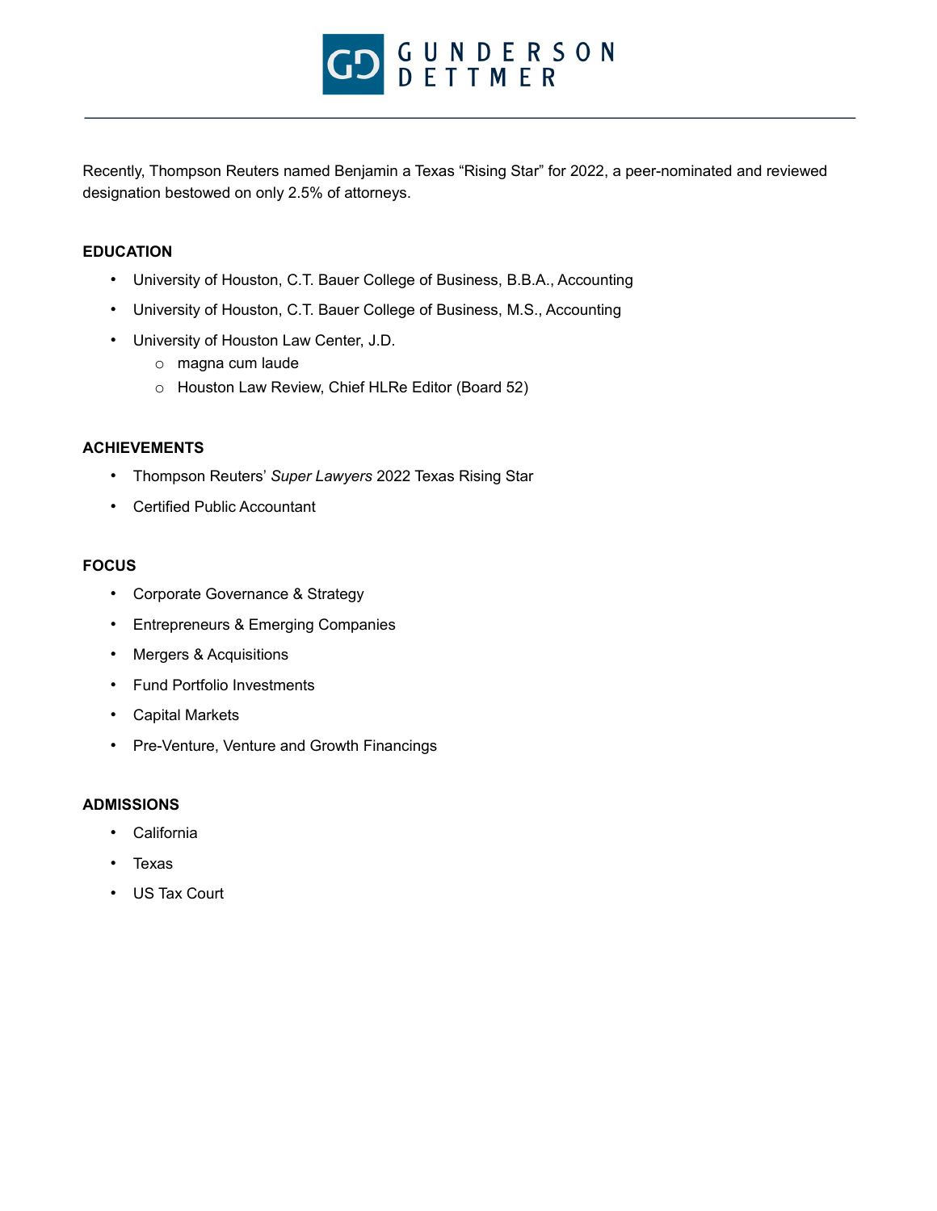Recently, Thompson Reuters named Benjamin a Texas "Rising Star" for 2022, a peer-nominated and reviewed designation bestowed on only 2.5% of attorneys.

**EDUCATION**

- University of Houston, C.T. Bauer College of Business, B.B.A., Accounting
- University of Houston, C.T. Bauer College of Business, M.S., Accounting
- University of Houston Law Center, J.D.
    - magna cum laude
    - Houston Law Review, Chief HLRe Editor (Board 52)

**ACHIEVEMENTS**

- Thompson Reuters' *Super Lawyers* 2022 Texas Rising Star
- Certified Public Accountant

**FOCUS**

- Corporate Governance & Strategy
- Entrepreneurs & Emerging Companies
- Mergers & Acquisitions
- Fund Portfolio Investments
- Capital Markets
- Pre-Venture, Venture and Growth Financings

**ADMISSIONS**

- California
- Texas
- US Tax Court